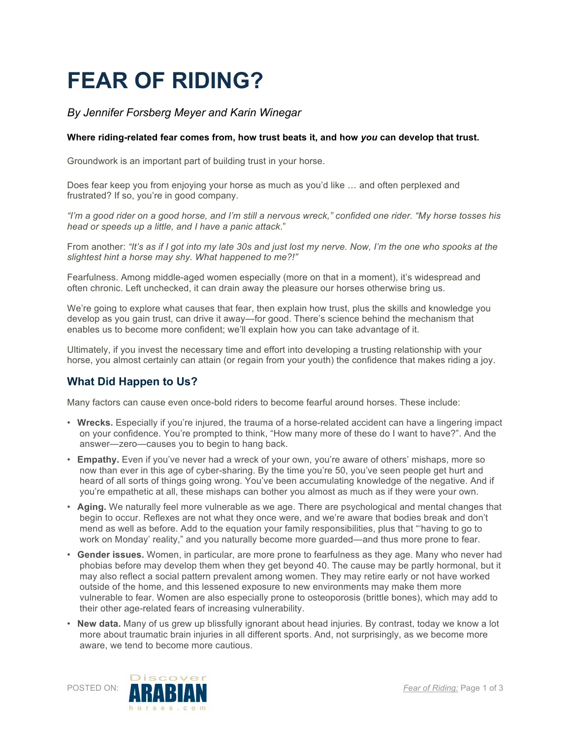# FEAR OF RIDING?

*By Jennifer Forsberg Meyer and Karin Winegar*

**Where riding-related fear comes from, how trust beats it, and how *you* can develop that trust.**

Groundwork is an important part of building trust in your horse.

Does fear keep you from enjoying your horse as much as you'd like … and often perplexed and frustrated? If so, you're in good company.

*"I'm a good rider on a good horse, and I'm still a nervous wreck," confided one rider. "My horse tosses his head or speeds up a little, and I have a panic attack*."

From another: *"It's as if I got into my late 30s and just lost my nerve. Now, I'm the one who spooks at the slightest hint a horse may shy. What happened to me?!"*

Fearfulness. Among middle-aged women especially (more on that in a moment), it's widespread and often chronic. Left unchecked, it can drain away the pleasure our horses otherwise bring us.

We're going to explore what causes that fear, then explain how trust, plus the skills and knowledge you develop as you gain trust, can drive it away—for good. There's science behind the mechanism that enables us to become more confident; we'll explain how you can take advantage of it.

Ultimately, if you invest the necessary time and effort into developing a trusting relationship with your horse, you almost certainly can attain (or regain from your youth) the confidence that makes riding a joy.

## What Did Happen to Us?

Many factors can cause even once-bold riders to become fearful around horses. These include:

- **Wrecks.** Especially if you're injured, the trauma of a horse-related accident can have a lingering impact on your confidence. You're prompted to think, "How many more of these do I want to have?". And the answer—zero—causes you to begin to hang back.
- **Empathy.** Even if you've never had a wreck of your own, you're aware of others' mishaps, more so now than ever in this age of cyber-sharing. By the time you're 50, you've seen people get hurt and heard of all sorts of things going wrong. You've been accumulating knowledge of the negative. And if you're empathetic at all, these mishaps can bother you almost as much as if they were your own.
- **Aging.** We naturally feel more vulnerable as we age. There are psychological and mental changes that begin to occur. Reflexes are not what they once were, and we're aware that bodies break and don't mend as well as before. Add to the equation your family responsibilities, plus that "'having to go to work on Monday' reality," and you naturally become more guarded—and thus more prone to fear.
- **Gender issues.** Women, in particular, are more prone to fearfulness as they age. Many who never had phobias before may develop them when they get beyond 40. The cause may be partly hormonal, but it may also reflect a social pattern prevalent among women. They may retire early or not have worked outside of the home, and this lessened exposure to new environments may make them more vulnerable to fear. Women are also especially prone to osteoporosis (brittle bones), which may add to their other age-related fears of increasing vulnerability.
- **New data.** Many of us grew up blissfully ignorant about head injuries. By contrast, today we know a lot more about traumatic brain injuries in all different sports. And, not surprisingly, as we become more aware, we tend to become more cautious.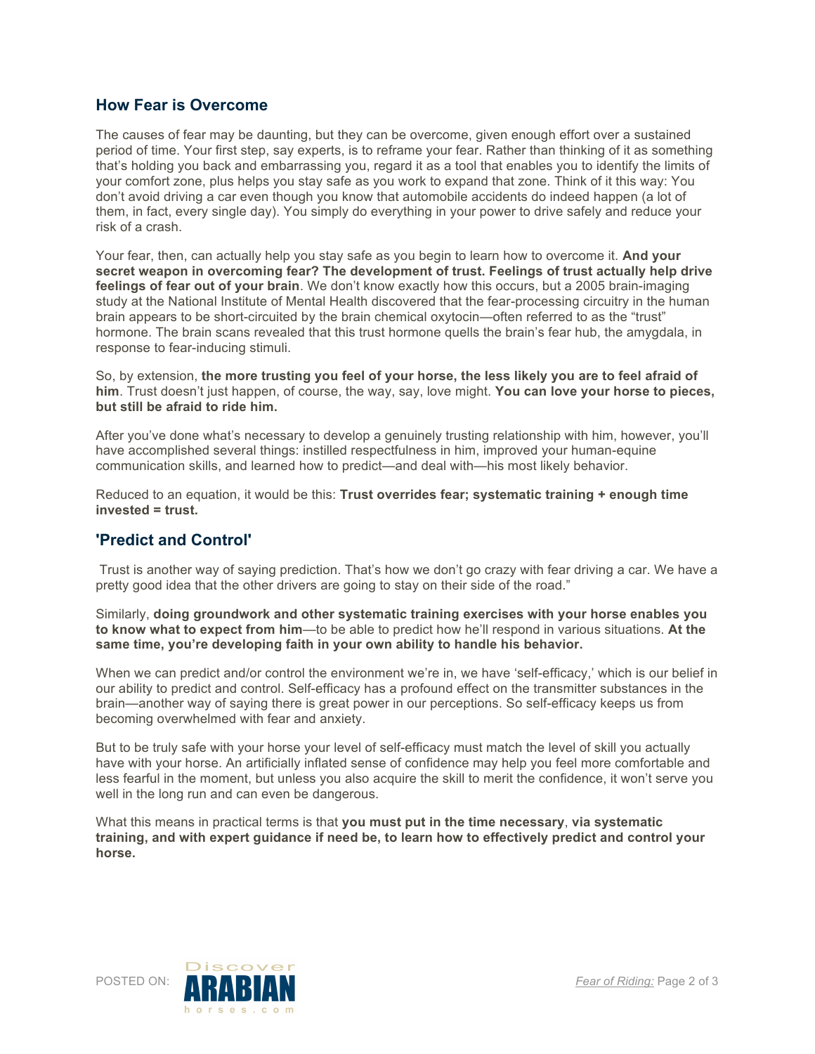## How Fear is Overcome

The causes of fear may be daunting, but they can be overcome, given enough effort over a sustained period of time. Your first step, say experts, is to reframe your fear. Rather than thinking of it as something that's holding you back and embarrassing you, regard it as a tool that enables you to identify the limits of your comfort zone, plus helps you stay safe as you work to expand that zone. Think of it this way: You don't avoid driving a car even though you know that automobile accidents do indeed happen (a lot of them, in fact, every single day). You simply do everything in your power to drive safely and reduce your risk of a crash.

Your fear, then, can actually help you stay safe as you begin to learn how to overcome it. **And your secret weapon in overcoming fear? The development of trust. Feelings of trust actually help drive feelings of fear out of your brain**. We don't know exactly how this occurs, but a 2005 brain-imaging study at the National Institute of Mental Health discovered that the fear-processing circuitry in the human brain appears to be short-circuited by the brain chemical oxytocin—often referred to as the "trust" hormone. The brain scans revealed that this trust hormone quells the brain's fear hub, the amygdala, in response to fear-inducing stimuli.

So, by extension, **the more trusting you feel of your horse, the less likely you are to feel afraid of him**. Trust doesn't just happen, of course, the way, say, love might. **You can love your horse to pieces, but still be afraid to ride him.**

After you've done what's necessary to develop a genuinely trusting relationship with him, however, you'll have accomplished several things: instilled respectfulness in him, improved your human-equine communication skills, and learned how to predict—and deal with—his most likely behavior.

Reduced to an equation, it would be this: **Trust overrides fear; systematic training + enough time invested = trust.**

## 'Predict and Control'

Trust is another way of saying prediction. That's how we don't go crazy with fear driving a car. We have a pretty good idea that the other drivers are going to stay on their side of the road."

Similarly, **doing groundwork and other systematic training exercises with your horse enables you to know what to expect from him**—to be able to predict how he'll respond in various situations. **At the same time, you're developing faith in your own ability to handle his behavior.**

When we can predict and/or control the environment we're in, we have 'self-efficacy,' which is our belief in our ability to predict and control. Self-efficacy has a profound effect on the transmitter substances in the brain—another way of saying there is great power in our perceptions. So self-efficacy keeps us from becoming overwhelmed with fear and anxiety.

But to be truly safe with your horse your level of self-efficacy must match the level of skill you actually have with your horse. An artificially inflated sense of confidence may help you feel more comfortable and less fearful in the moment, but unless you also acquire the skill to merit the confidence, it won't serve you well in the long run and can even be dangerous.

What this means in practical terms is that **you must put in the time necessary**, **via systematic training, and with expert guidance if need be, to learn how to effectively predict and control your horse.**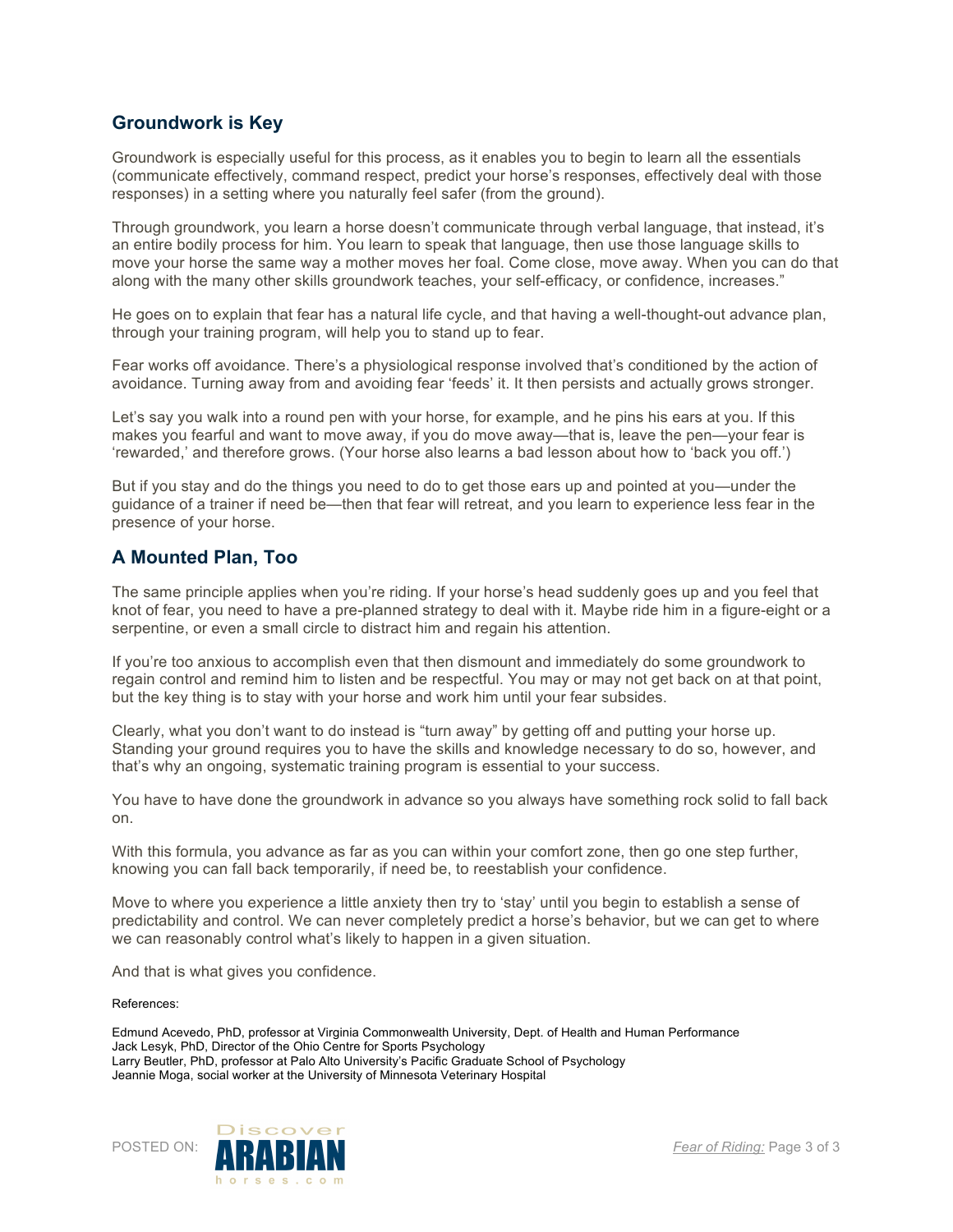## Groundwork is Key

Groundwork is especially useful for this process, as it enables you to begin to learn all the essentials (communicate effectively, command respect, predict your horse's responses, effectively deal with those responses) in a setting where you naturally feel safer (from the ground).

Through groundwork, you learn a horse doesn't communicate through verbal language, that instead, it's an entire bodily process for him. You learn to speak that language, then use those language skills to move your horse the same way a mother moves her foal. Come close, move away. When you can do that along with the many other skills groundwork teaches, your self-efficacy, or confidence, increases."

He goes on to explain that fear has a natural life cycle, and that having a well-thought-out advance plan, through your training program, will help you to stand up to fear.

Fear works off avoidance. There's a physiological response involved that's conditioned by the action of avoidance. Turning away from and avoiding fear 'feeds' it. It then persists and actually grows stronger.

Let's say you walk into a round pen with your horse, for example, and he pins his ears at you. If this makes you fearful and want to move away, if you do move away—that is, leave the pen—your fear is 'rewarded,' and therefore grows. (Your horse also learns a bad lesson about how to 'back you off.')

But if you stay and do the things you need to do to get those ears up and pointed at you—under the guidance of a trainer if need be—then that fear will retreat, and you learn to experience less fear in the presence of your horse.

## A Mounted Plan, Too

The same principle applies when you're riding. If your horse's head suddenly goes up and you feel that knot of fear, you need to have a pre-planned strategy to deal with it. Maybe ride him in a figure-eight or a serpentine, or even a small circle to distract him and regain his attention.

If you're too anxious to accomplish even that then dismount and immediately do some groundwork to regain control and remind him to listen and be respectful. You may or may not get back on at that point, but the key thing is to stay with your horse and work him until your fear subsides.

Clearly, what you don't want to do instead is "turn away" by getting off and putting your horse up. Standing your ground requires you to have the skills and knowledge necessary to do so, however, and that's why an ongoing, systematic training program is essential to your success.

You have to have done the groundwork in advance so you always have something rock solid to fall back on.

With this formula, you advance as far as you can within your comfort zone, then go one step further, knowing you can fall back temporarily, if need be, to reestablish your confidence.

Move to where you experience a little anxiety then try to 'stay' until you begin to establish a sense of predictability and control. We can never completely predict a horse's behavior, but we can get to where we can reasonably control what's likely to happen in a given situation.

And that is what gives you confidence.

References:

Edmund Acevedo, PhD, professor at Virginia Commonwealth University, Dept. of Health and Human Performance
Jack Lesyk, PhD, Director of the Ohio Centre for Sports Psychology
Larry Beutler, PhD, professor at Palo Alto University's Pacific Graduate School of Psychology
Jeannie Moga, social worker at the University of Minnesota Veterinary Hospital

POSTED ON: Discover ARABIAN horses.com